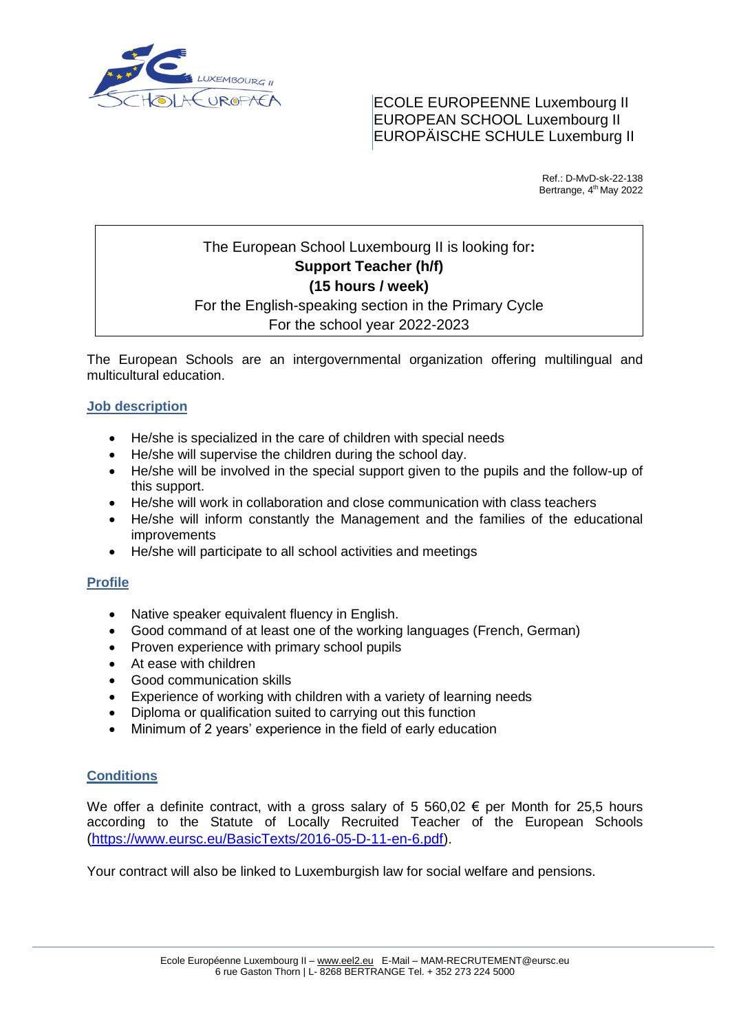ECOLE EUROPEENNE Luxembourg II
EUROPEAN SCHOOL Luxembourg II
EUROPÄISCHE SCHULE Luxemburg II

Ref.: D-MvD-sk-22-138
Bertrange, 4th May 2022

The European School Luxembourg II is looking for**:**
**Support Teacher (h/f)**
**(15 hours / week)**
For the English-speaking section in the Primary Cycle
For the school year 2022-2023

The European Schools are an intergovernmental organization offering multilingual and multicultural education.

## Job description

- He/she is specialized in the care of children with special needs
- He/she will supervise the children during the school day.
- He/she will be involved in the special support given to the pupils and the follow-up of this support.
- He/she will work in collaboration and close communication with class teachers
- He/she will inform constantly the Management and the families of the educational improvements
- He/she will participate to all school activities and meetings

## Profile

- Native speaker equivalent fluency in English.
- Good command of at least one of the working languages (French, German)
- Proven experience with primary school pupils
- At ease with children
- Good communication skills
- Experience of working with children with a variety of learning needs
- Diploma or qualification suited to carrying out this function
- Minimum of 2 years' experience in the field of early education

## Conditions

We offer a definite contract, with a gross salary of 5 560,02 € per Month for 25,5 hours according to the Statute of Locally Recruited Teacher of the European Schools (https://www.eursc.eu/BasicTexts/2016-05-D-11-en-6.pdf).

Your contract will also be linked to Luxemburgish law for social welfare and pensions.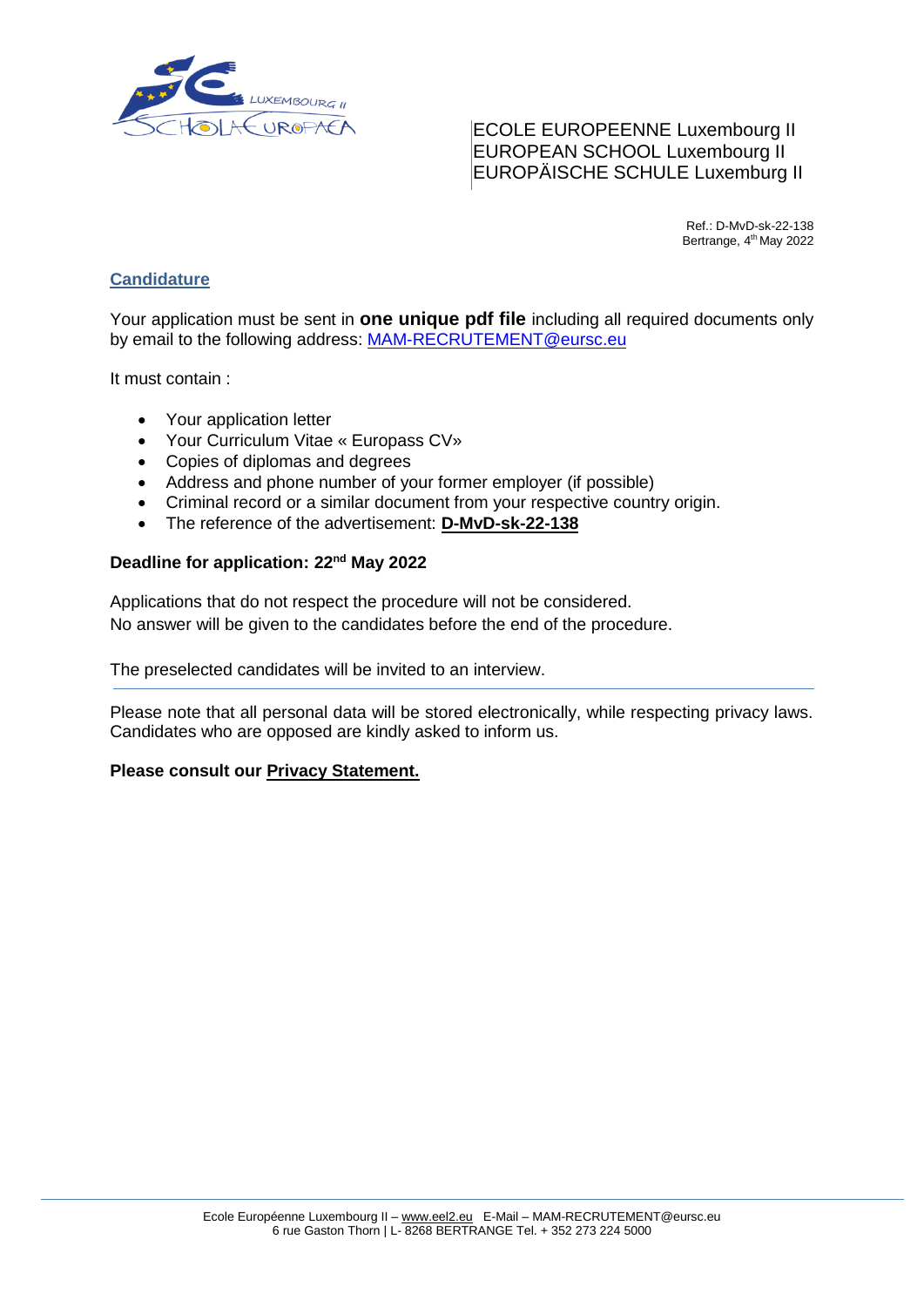ECOLE EUROPEENNE Luxembourg II
EUROPEAN SCHOOL Luxembourg II
EUROPÄISCHE SCHULE Luxemburg II

Ref.: D-MvD-sk-22-138
Bertrange, 4th May 2022

## Candidature

Your application must be sent in **one unique pdf file** including all required documents only by email to the following address: MAM-RECRUTEMENT@eursc.eu

It must contain :

- Your application letter
- Your Curriculum Vitae « Europass CV»
- Copies of diplomas and degrees
- Address and phone number of your former employer (if possible)
- Criminal record or a similar document from your respective country origin.
- The reference of the advertisement: **D-MvD-sk-22-138**

**Deadline for application: 22nd May 2022**

Applications that do not respect the procedure will not be considered.
No answer will be given to the candidates before the end of the procedure.

The preselected candidates will be invited to an interview.

---

Please note that all personal data will be stored electronically, while respecting privacy laws. Candidates who are opposed are kindly asked to inform us.

**Please consult our Privacy Statement.**

Ecole Européenne Luxembourg II – www.eel2.eu E-Mail – MAM-RECRUTEMENT@eursc.eu
6 rue Gaston Thorn | L- 8268 BERTRANGE Tel. + 352 273 224 5000